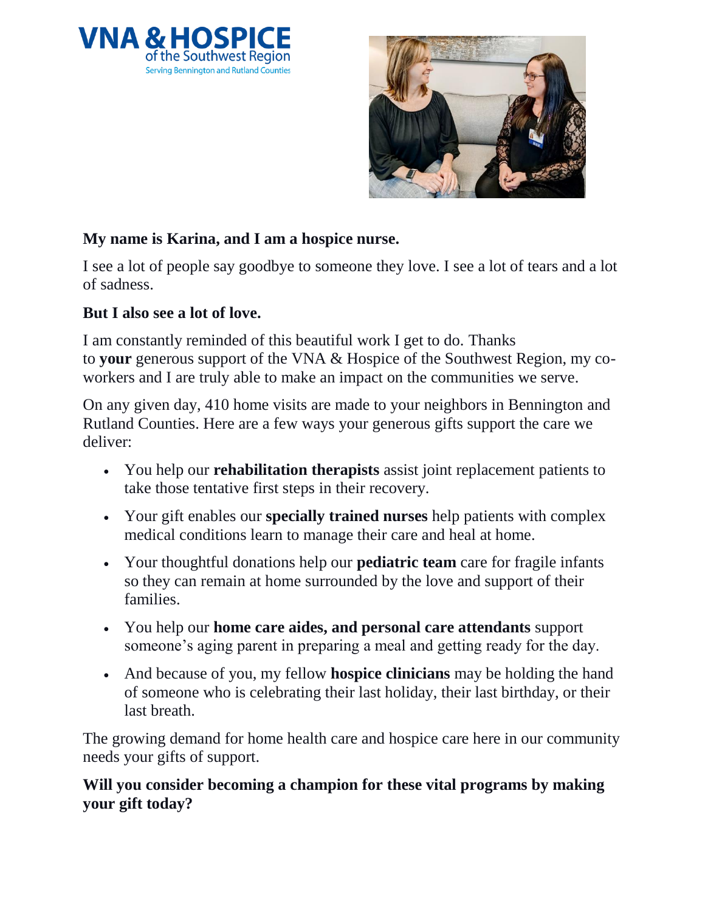VNA & HOSPICE
of the Southwest Region
Serving Bennington and Rutland Counties

**My name is Karina, and I am a hospice nurse.**

I see a lot of people say goodbye to someone they love. I see a lot of tears and a lot of sadness.

**But I also see a lot of love.**

I am constantly reminded of this beautiful work I get to do. Thanks to **your** generous support of the VNA & Hospice of the Southwest Region, my co-workers and I are truly able to make an impact on the communities we serve.

On any given day, 410 home visits are made to your neighbors in Bennington and Rutland Counties. Here are a few ways your generous gifts support the care we deliver:

- You help our **rehabilitation therapists** assist joint replacement patients to take those tentative first steps in their recovery.
- Your gift enables our **specially trained nurses** help patients with complex medical conditions learn to manage their care and heal at home.
- Your thoughtful donations help our **pediatric team** care for fragile infants so they can remain at home surrounded by the love and support of their families.
- You help our **home care aides, and personal care attendants** support someone's aging parent in preparing a meal and getting ready for the day.
- And because of you, my fellow **hospice clinicians** may be holding the hand of someone who is celebrating their last holiday, their last birthday, or their last breath.

The growing demand for home health care and hospice care here in our community needs your gifts of support.

**Will you consider becoming a champion for these vital programs by making your gift today?**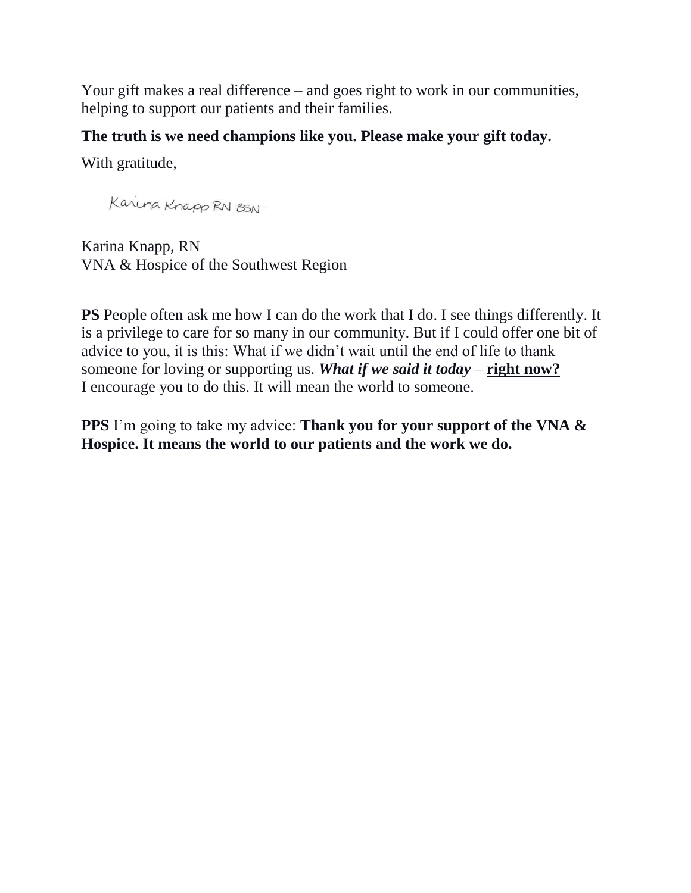Your gift makes a real difference – and goes right to work in our communities, helping to support our patients and their families.

**The truth is we need champions like you. Please make your gift today.**

With gratitude,

Karina Knapp RN BSN

Karina Knapp, RN
VNA & Hospice of the Southwest Region

**PS** People often ask me how I can do the work that I do. I see things differently. It is a privilege to care for so many in our community. But if I could offer one bit of advice to you, it is this: What if we didn't wait until the end of life to thank someone for loving or supporting us. ***What if we said it today*** – <u>**right now?**</u>
I encourage you to do this. It will mean the world to someone.

**PPS** I'm going to take my advice: **Thank you for your support of the VNA & Hospice. It means the world to our patients and the work we do.**